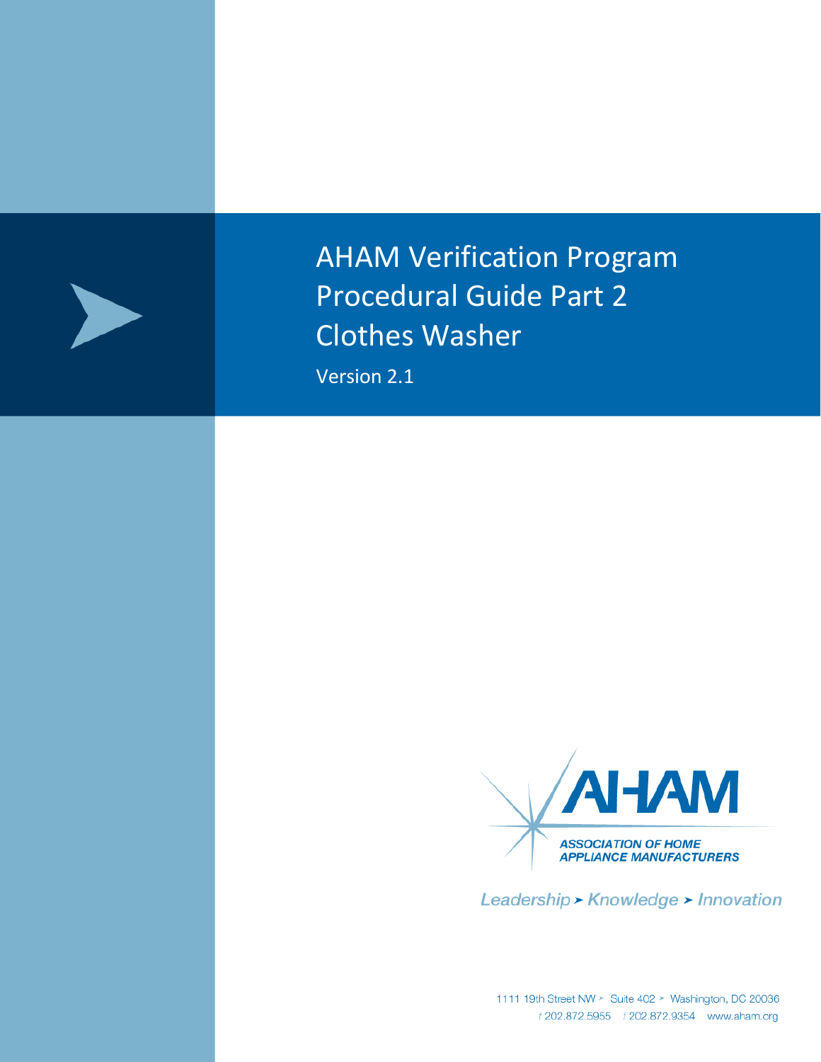# AHAM Verification Program Procedural Guide Part 2 Clothes Washer

Version 2.1

AHAM

ASSOCIATION OF HOME APPLIANCE MANUFACTURERS

*Leadership ➤ Knowledge ➤ Innovation*

1111 19th Street NW ➤ Suite 402 ➤ Washington, DC 20036
t 202.872.5955 f 202.872.9354 www.aham.org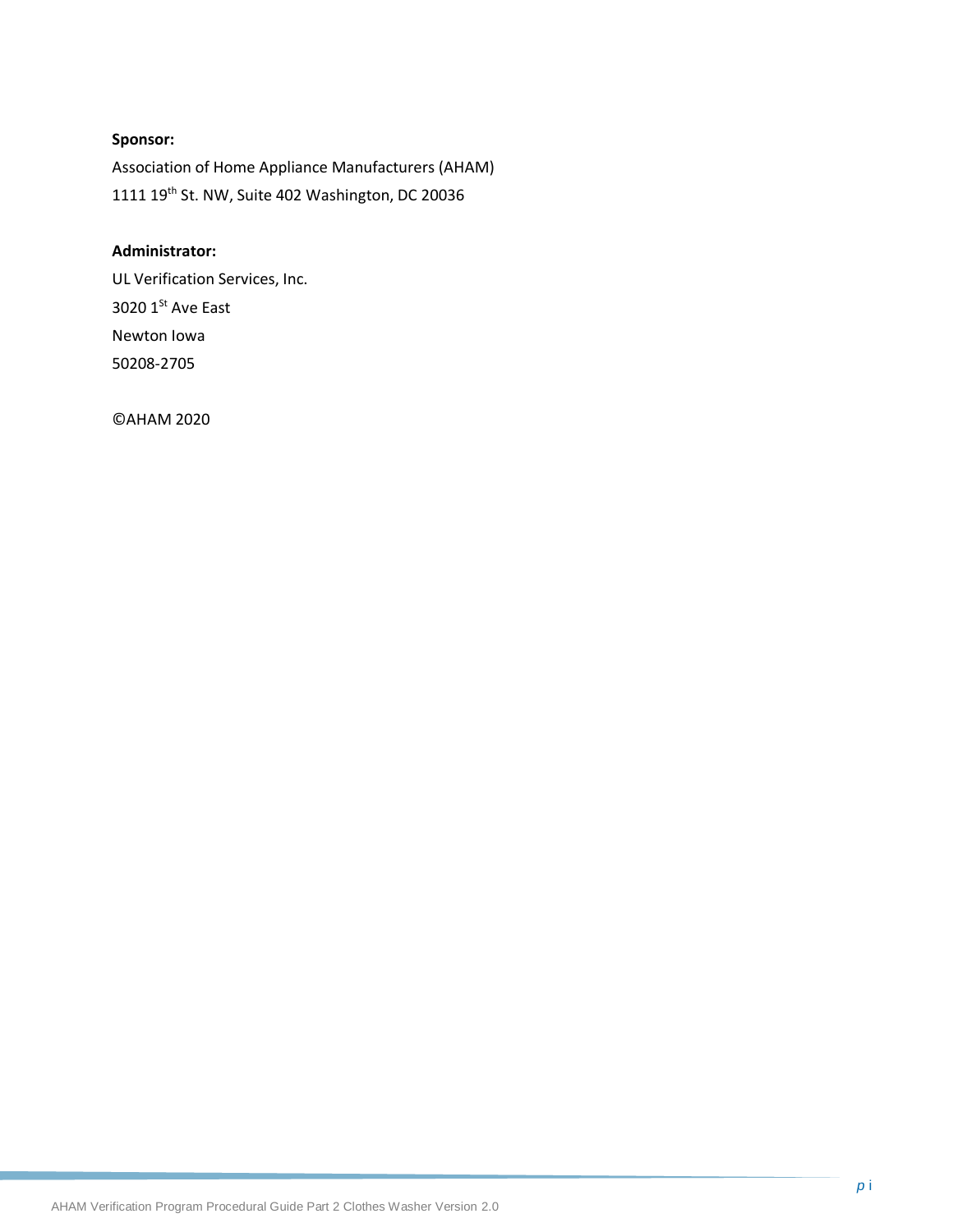**Sponsor:**

Association of Home Appliance Manufacturers (AHAM)

1111 19th St. NW, Suite 402 Washington, DC 20036

**Administrator:**

UL Verification Services, Inc.

3020 1St Ave East

Newton Iowa

50208-2705

©AHAM 2020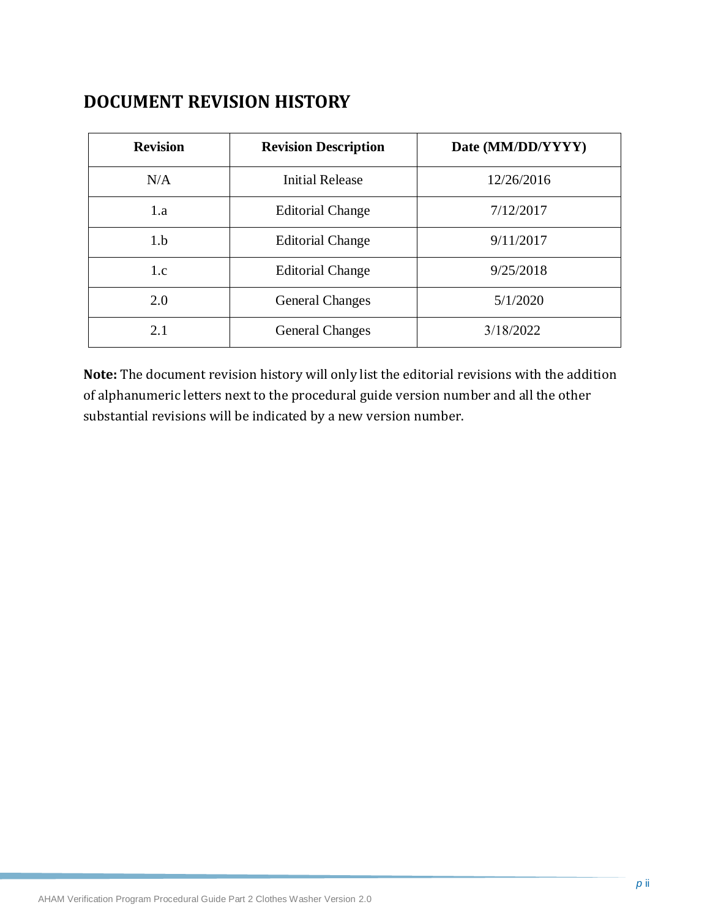## DOCUMENT REVISION HISTORY

| Revision | Revision Description | Date (MM/DD/YYYY) |
|---|---|---|
| N/A | Initial Release | 12/26/2016 |
| 1.a | Editorial Change | 7/12/2017 |
| 1.b | Editorial Change | 9/11/2017 |
| 1.c | Editorial Change | 9/25/2018 |
| 2.0 | General Changes | 5/1/2020 |
| 2.1 | General Changes | 3/18/2022 |

**Note:** The document revision history will only list the editorial revisions with the addition of alphanumeric letters next to the procedural guide version number and all the other substantial revisions will be indicated by a new version number.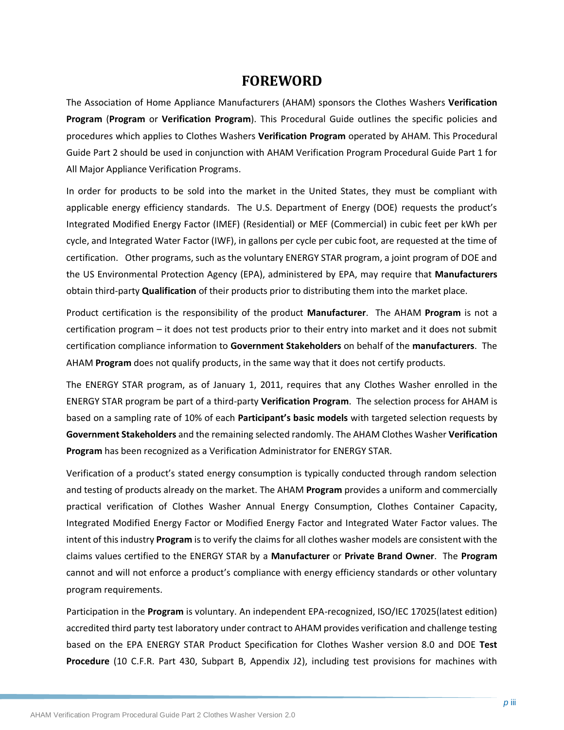# FOREWORD

The Association of Home Appliance Manufacturers (AHAM) sponsors the Clothes Washers **Verification Program** (**Program** or **Verification Program**). This Procedural Guide outlines the specific policies and procedures which applies to Clothes Washers **Verification Program** operated by AHAM. This Procedural Guide Part 2 should be used in conjunction with AHAM Verification Program Procedural Guide Part 1 for All Major Appliance Verification Programs.

In order for products to be sold into the market in the United States, they must be compliant with applicable energy efficiency standards. The U.S. Department of Energy (DOE) requests the product's Integrated Modified Energy Factor (IMEF) (Residential) or MEF (Commercial) in cubic feet per kWh per cycle, and Integrated Water Factor (IWF), in gallons per cycle per cubic foot, are requested at the time of certification. Other programs, such as the voluntary ENERGY STAR program, a joint program of DOE and the US Environmental Protection Agency (EPA), administered by EPA, may require that **Manufacturers** obtain third-party **Qualification** of their products prior to distributing them into the market place.

Product certification is the responsibility of the product **Manufacturer**. The AHAM **Program** is not a certification program – it does not test products prior to their entry into market and it does not submit certification compliance information to **Government Stakeholders** on behalf of the **manufacturers**. The AHAM **Program** does not qualify products, in the same way that it does not certify products.

The ENERGY STAR program, as of January 1, 2011, requires that any Clothes Washer enrolled in the ENERGY STAR program be part of a third-party **Verification Program**. The selection process for AHAM is based on a sampling rate of 10% of each **Participant's basic models** with targeted selection requests by **Government Stakeholders** and the remaining selected randomly. The AHAM Clothes Washer **Verification Program** has been recognized as a Verification Administrator for ENERGY STAR.

Verification of a product's stated energy consumption is typically conducted through random selection and testing of products already on the market. The AHAM **Program** provides a uniform and commercially practical verification of Clothes Washer Annual Energy Consumption, Clothes Container Capacity, Integrated Modified Energy Factor or Modified Energy Factor and Integrated Water Factor values. The intent of this industry **Program** is to verify the claims for all clothes washer models are consistent with the claims values certified to the ENERGY STAR by a **Manufacturer** or **Private Brand Owner**. The **Program** cannot and will not enforce a product's compliance with energy efficiency standards or other voluntary program requirements.

Participation in the **Program** is voluntary. An independent EPA-recognized, ISO/IEC 17025(latest edition) accredited third party test laboratory under contract to AHAM provides verification and challenge testing based on the EPA ENERGY STAR Product Specification for Clothes Washer version 8.0 and DOE **Test Procedure** (10 C.F.R. Part 430, Subpart B, Appendix J2), including test provisions for machines with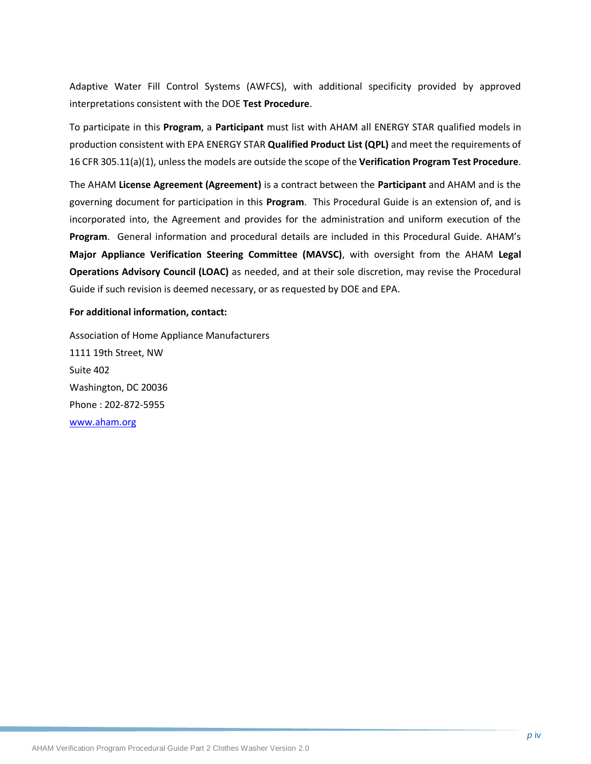Adaptive Water Fill Control Systems (AWFCS), with additional specificity provided by approved interpretations consistent with the DOE **Test Procedure**.

To participate in this **Program**, a **Participant** must list with AHAM all ENERGY STAR qualified models in production consistent with EPA ENERGY STAR **Qualified Product List (QPL)** and meet the requirements of 16 CFR 305.11(a)(1), unless the models are outside the scope of the **Verification Program Test Procedure**.

The AHAM **License Agreement (Agreement)** is a contract between the **Participant** and AHAM and is the governing document for participation in this **Program**. This Procedural Guide is an extension of, and is incorporated into, the Agreement and provides for the administration and uniform execution of the **Program**. General information and procedural details are included in this Procedural Guide. AHAM's **Major Appliance Verification Steering Committee (MAVSC)**, with oversight from the AHAM **Legal Operations Advisory Council (LOAC)** as needed, and at their sole discretion, may revise the Procedural Guide if such revision is deemed necessary, or as requested by DOE and EPA.

**For additional information, contact:**

Association of Home Appliance Manufacturers
1111 19th Street, NW
Suite 402
Washington, DC 20036
Phone : 202-872-5955
[www.aham.org](http://www.aham.org)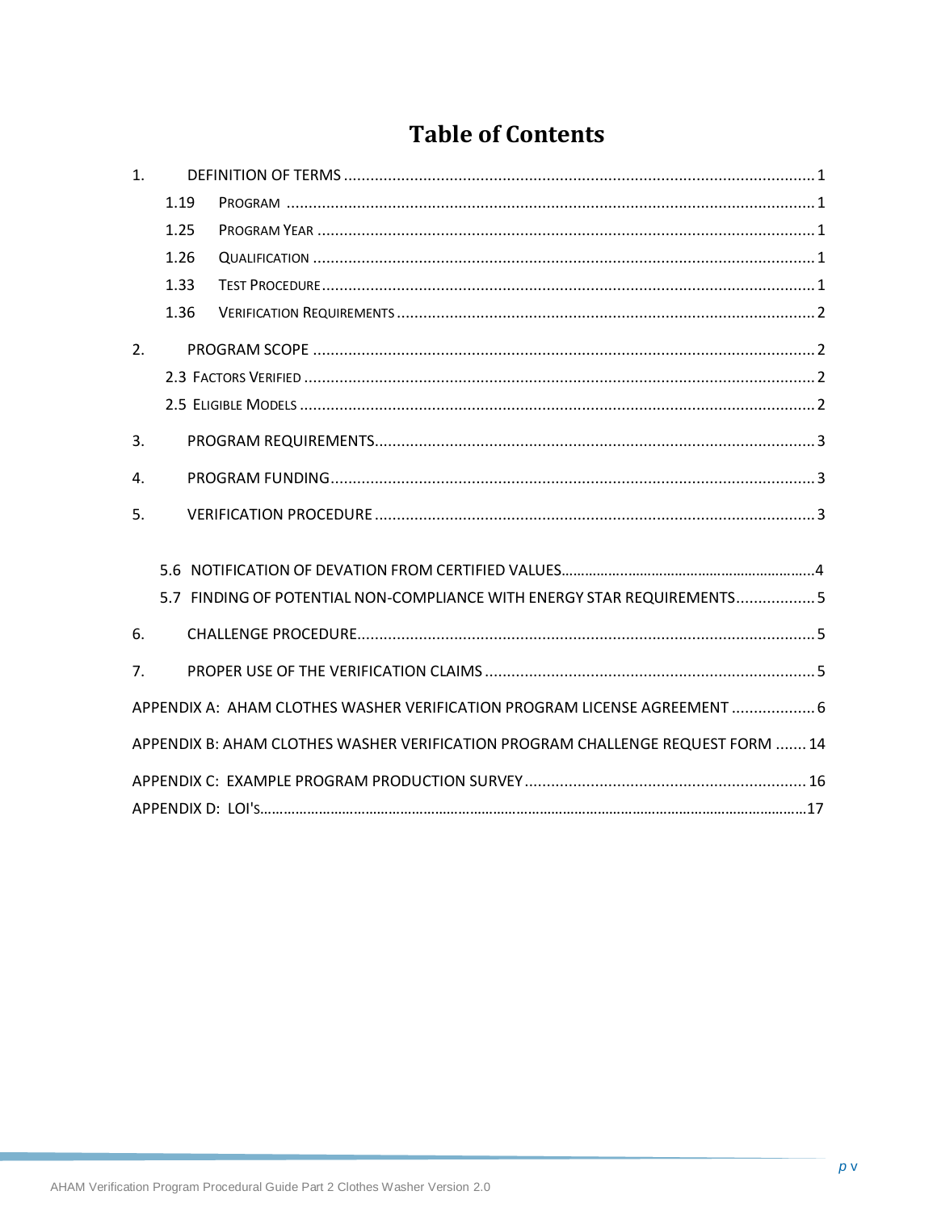# Table of Contents

1. DEFINITION OF TERMS .......... 1
   - 1.19 PROGRAM .......... 1
   - 1.25 PROGRAM YEAR .......... 1
   - 1.26 QUALIFICATION .......... 1
   - 1.33 TEST PROCEDURE .......... 1
   - 1.36 VERIFICATION REQUIREMENTS .......... 2
2. PROGRAM SCOPE .......... 2
   - 2.3 FACTORS VERIFIED .......... 2
   - 2.5 ELIGIBLE MODELS .......... 2
3. PROGRAM REQUIREMENTS .......... 3
4. PROGRAM FUNDING .......... 3
5. VERIFICATION PROCEDURE .......... 3
   - 5.6 NOTIFICATION OF DEVATION FROM CERTIFIED VALUES .......... 4
   - 5.7 FINDING OF POTENTIAL NON-COMPLIANCE WITH ENERGY STAR REQUIREMENTS .......... 5
6. CHALLENGE PROCEDURE .......... 5
7. PROPER USE OF THE VERIFICATION CLAIMS .......... 5

APPENDIX A: AHAM CLOTHES WASHER VERIFICATION PROGRAM LICENSE AGREEMENT .......... 6

APPENDIX B: AHAM CLOTHES WASHER VERIFICATION PROGRAM CHALLENGE REQUEST FORM .......... 14

APPENDIX C: EXAMPLE PROGRAM PRODUCTION SURVEY .......... 16

APPENDIX D: LOI's .......... 17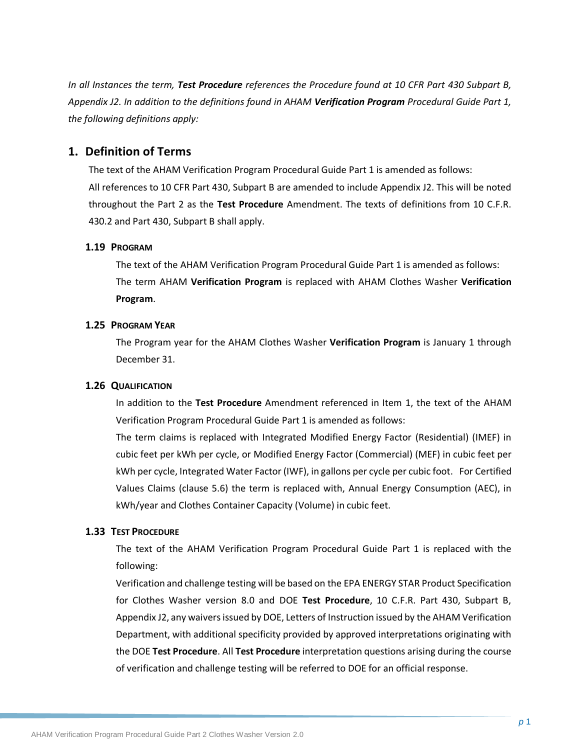*In all Instances the term, **Test Procedure** references the Procedure found at 10 CFR Part 430 Subpart B, Appendix J2. In addition to the definitions found in AHAM **Verification Program** Procedural Guide Part 1, the following definitions apply:*

## 1. Definition of Terms

The text of the AHAM Verification Program Procedural Guide Part 1 is amended as follows:

All references to 10 CFR Part 430, Subpart B are amended to include Appendix J2. This will be noted throughout the Part 2 as the **Test Procedure** Amendment. The texts of definitions from 10 C.F.R. 430.2 and Part 430, Subpart B shall apply.

### 1.19 Program

The text of the AHAM Verification Program Procedural Guide Part 1 is amended as follows:

The term AHAM **Verification Program** is replaced with AHAM Clothes Washer **Verification Program**.

### 1.25 Program Year

The Program year for the AHAM Clothes Washer **Verification Program** is January 1 through December 31.

### 1.26 Qualification

In addition to the **Test Procedure** Amendment referenced in Item 1, the text of the AHAM Verification Program Procedural Guide Part 1 is amended as follows:

The term claims is replaced with Integrated Modified Energy Factor (Residential) (IMEF) in cubic feet per kWh per cycle, or Modified Energy Factor (Commercial) (MEF) in cubic feet per kWh per cycle, Integrated Water Factor (IWF), in gallons per cycle per cubic foot. For Certified Values Claims (clause 5.6) the term is replaced with, Annual Energy Consumption (AEC), in kWh/year and Clothes Container Capacity (Volume) in cubic feet.

### 1.33 Test Procedure

The text of the AHAM Verification Program Procedural Guide Part 1 is replaced with the following:

Verification and challenge testing will be based on the EPA ENERGY STAR Product Specification for Clothes Washer version 8.0 and DOE **Test Procedure**, 10 C.F.R. Part 430, Subpart B, Appendix J2, any waivers issued by DOE, Letters of Instruction issued by the AHAM Verification Department, with additional specificity provided by approved interpretations originating with the DOE **Test Procedure**. All **Test Procedure** interpretation questions arising during the course of verification and challenge testing will be referred to DOE for an official response.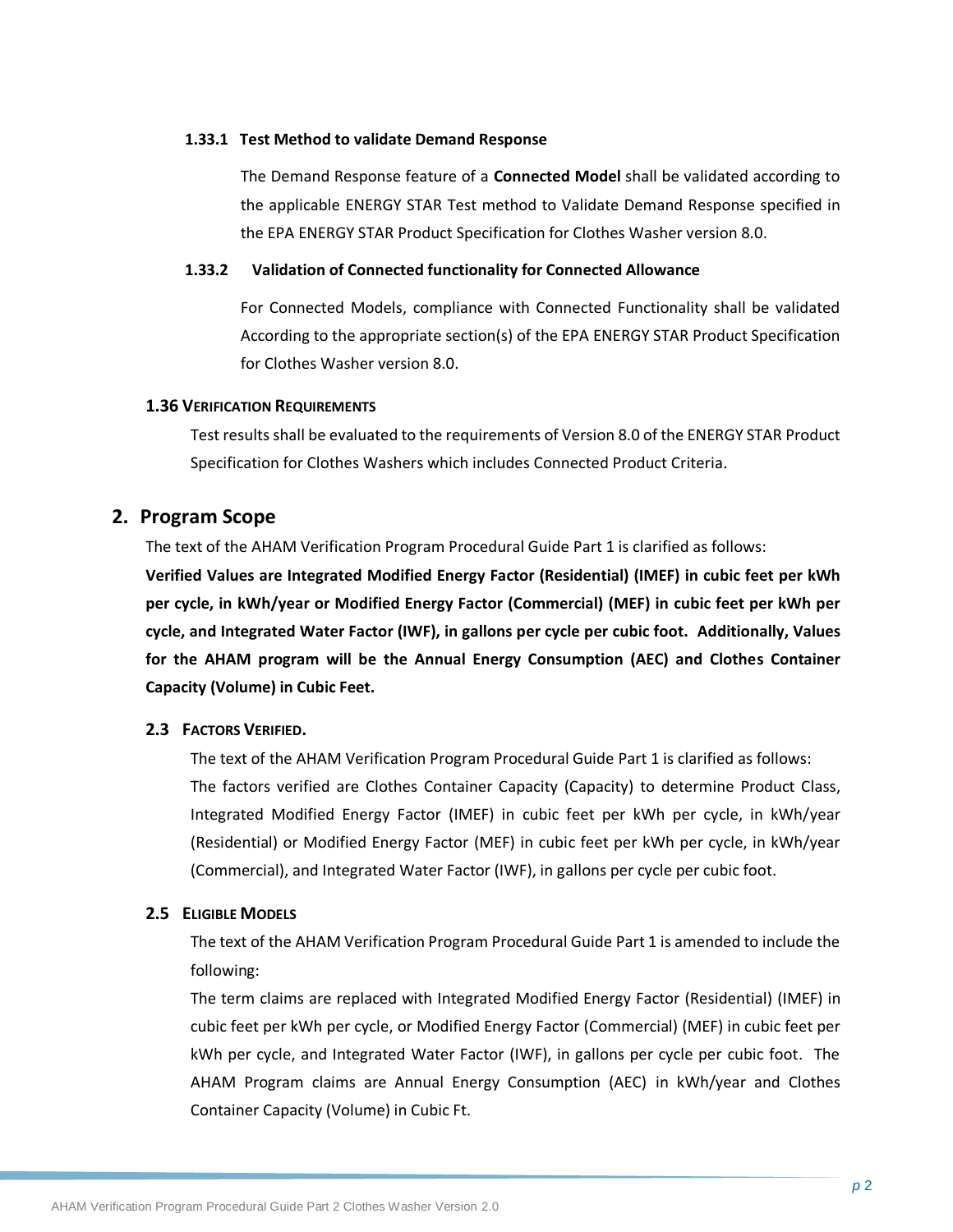#### 1.33.1 Test Method to validate Demand Response

The Demand Response feature of a **Connected Model** shall be validated according to the applicable ENERGY STAR Test method to Validate Demand Response specified in the EPA ENERGY STAR Product Specification for Clothes Washer version 8.0.

#### 1.33.2 Validation of Connected functionality for Connected Allowance

For Connected Models, compliance with Connected Functionality shall be validated According to the appropriate section(s) of the EPA ENERGY STAR Product Specification for Clothes Washer version 8.0.

### 1.36 Verification Requirements

Test results shall be evaluated to the requirements of Version 8.0 of the ENERGY STAR Product Specification for Clothes Washers which includes Connected Product Criteria.

## 2. Program Scope

The text of the AHAM Verification Program Procedural Guide Part 1 is clarified as follows:

**Verified Values are Integrated Modified Energy Factor (Residential) (IMEF) in cubic feet per kWh per cycle, in kWh/year or Modified Energy Factor (Commercial) (MEF) in cubic feet per kWh per cycle, and Integrated Water Factor (IWF), in gallons per cycle per cubic foot. Additionally, Values for the AHAM program will be the Annual Energy Consumption (AEC) and Clothes Container Capacity (Volume) in Cubic Feet.**

### 2.3 Factors Verified.

The text of the AHAM Verification Program Procedural Guide Part 1 is clarified as follows:

The factors verified are Clothes Container Capacity (Capacity) to determine Product Class, Integrated Modified Energy Factor (IMEF) in cubic feet per kWh per cycle, in kWh/year (Residential) or Modified Energy Factor (MEF) in cubic feet per kWh per cycle, in kWh/year (Commercial), and Integrated Water Factor (IWF), in gallons per cycle per cubic foot.

### 2.5 Eligible Models

The text of the AHAM Verification Program Procedural Guide Part 1 is amended to include the following:

The term claims are replaced with Integrated Modified Energy Factor (Residential) (IMEF) in cubic feet per kWh per cycle, or Modified Energy Factor (Commercial) (MEF) in cubic feet per kWh per cycle, and Integrated Water Factor (IWF), in gallons per cycle per cubic foot. The AHAM Program claims are Annual Energy Consumption (AEC) in kWh/year and Clothes Container Capacity (Volume) in Cubic Ft.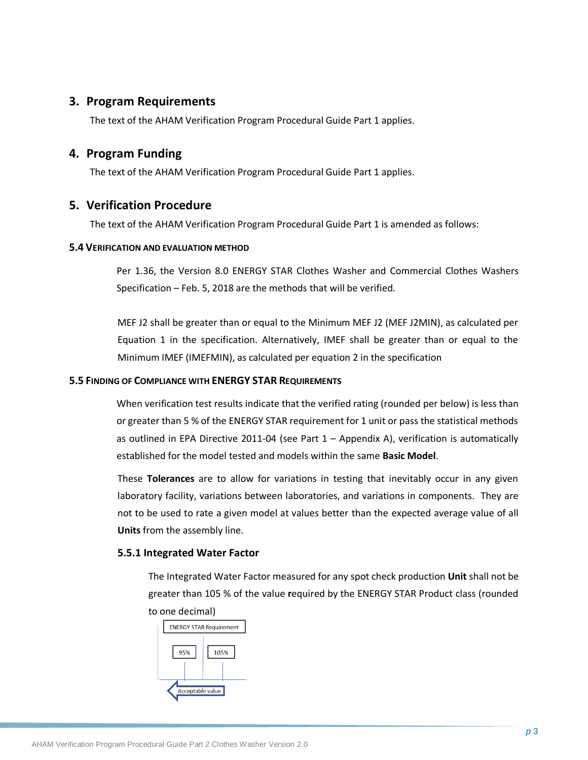## 3. Program Requirements

The text of the AHAM Verification Program Procedural Guide Part 1 applies.

## 4. Program Funding

The text of the AHAM Verification Program Procedural Guide Part 1 applies.

## 5. Verification Procedure

The text of the AHAM Verification Program Procedural Guide Part 1 is amended as follows:

### 5.4 VERIFICATION AND EVALUATION METHOD

Per 1.36, the Version 8.0 ENERGY STAR Clothes Washer and Commercial Clothes Washers Specification – Feb. 5, 2018 are the methods that will be verified.

MEF J2 shall be greater than or equal to the Minimum MEF J2 (MEF J2MIN), as calculated per Equation 1 in the specification. Alternatively, IMEF shall be greater than or equal to the Minimum IMEF (IMEFMIN), as calculated per equation 2 in the specification

### 5.5 FINDING OF COMPLIANCE WITH ENERGY STAR REQUIREMENTS

When verification test results indicate that the verified rating (rounded per below) is less than or greater than 5 % of the ENERGY STAR requirement for 1 unit or pass the statistical methods as outlined in EPA Directive 2011-04 (see Part 1 – Appendix A), verification is automatically established for the model tested and models within the same **Basic Model**.

These **Tolerances** are to allow for variations in testing that inevitably occur in any given laboratory facility, variations between laboratories, and variations in components. They are not to be used to rate a given model at values better than the expected average value of all **Units** from the assembly line.

#### 5.5.1 Integrated Water Factor

The Integrated Water Factor measured for any spot check production **Unit** shall not be greater than 105 % of the value **r**equired by the ENERGY STAR Product class (rounded to one decimal)

ENERGY STAR Requirement

95% 105%

Acceptable value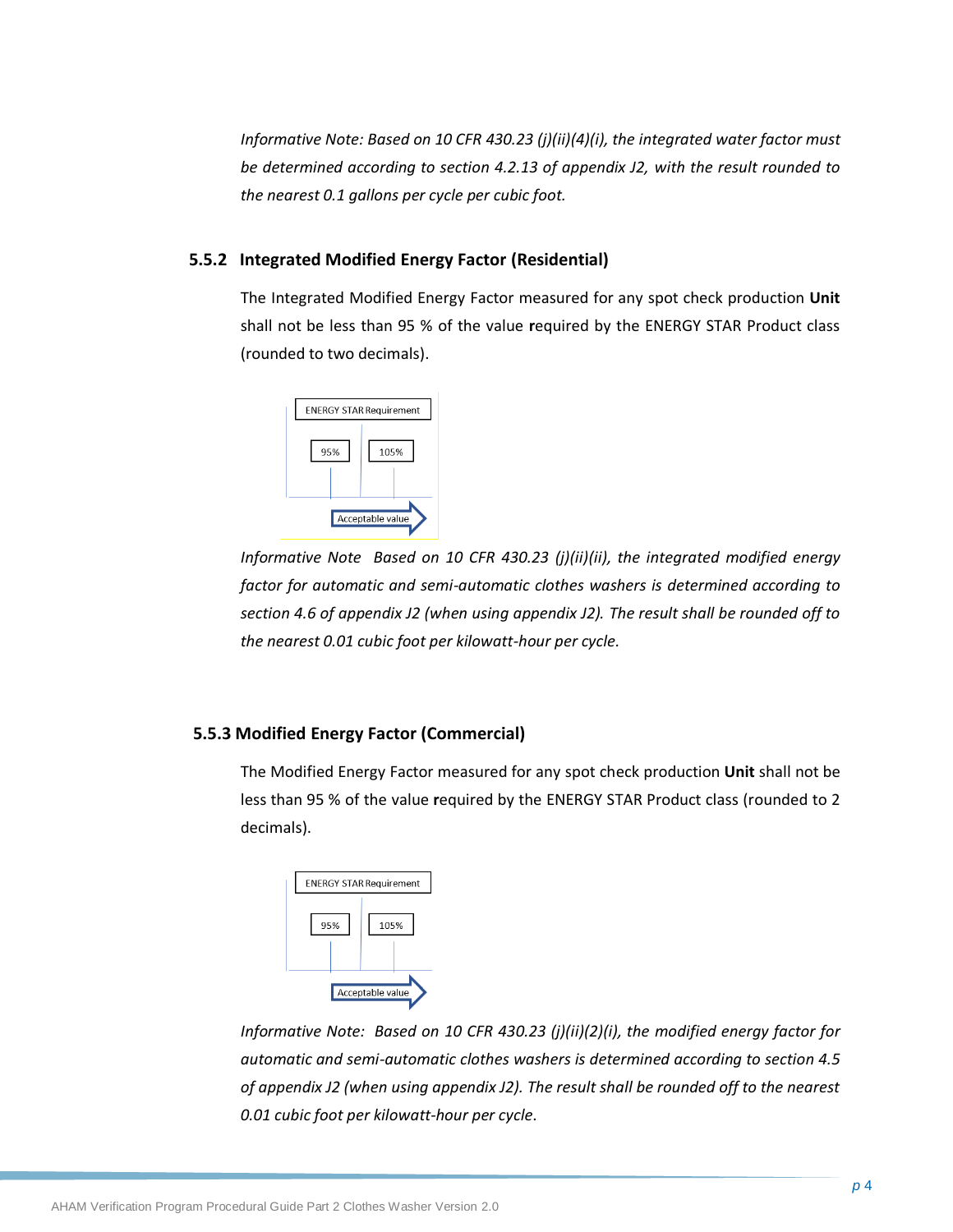*Informative Note: Based on 10 CFR 430.23 (j)(ii)(4)(i), the integrated water factor must be determined according to section 4.2.13 of appendix J2, with the result rounded to the nearest 0.1 gallons per cycle per cubic foot.*

### 5.5.2 Integrated Modified Energy Factor (Residential)

The Integrated Modified Energy Factor measured for any spot check production **Unit** shall not be less than 95 % of the value **r**equired by the ENERGY STAR Product class (rounded to two decimals).

ENERGY STAR Requirement

95% 105%

Acceptable value

*Informative Note Based on 10 CFR 430.23 (j)(ii)(ii), the integrated modified energy factor for automatic and semi-automatic clothes washers is determined according to section 4.6 of appendix J2 (when using appendix J2). The result shall be rounded off to the nearest 0.01 cubic foot per kilowatt-hour per cycle.*

### 5.5.3 Modified Energy Factor (Commercial)

The Modified Energy Factor measured for any spot check production **Unit** shall not be less than 95 % of the value **r**equired by the ENERGY STAR Product class (rounded to 2 decimals).

ENERGY STAR Requirement

95% 105%

Acceptable value

*Informative Note: Based on 10 CFR 430.23 (j)(ii)(2)(i), the modified energy factor for automatic and semi-automatic clothes washers is determined according to section 4.5 of appendix J2 (when using appendix J2). The result shall be rounded off to the nearest 0.01 cubic foot per kilowatt-hour per cycle.*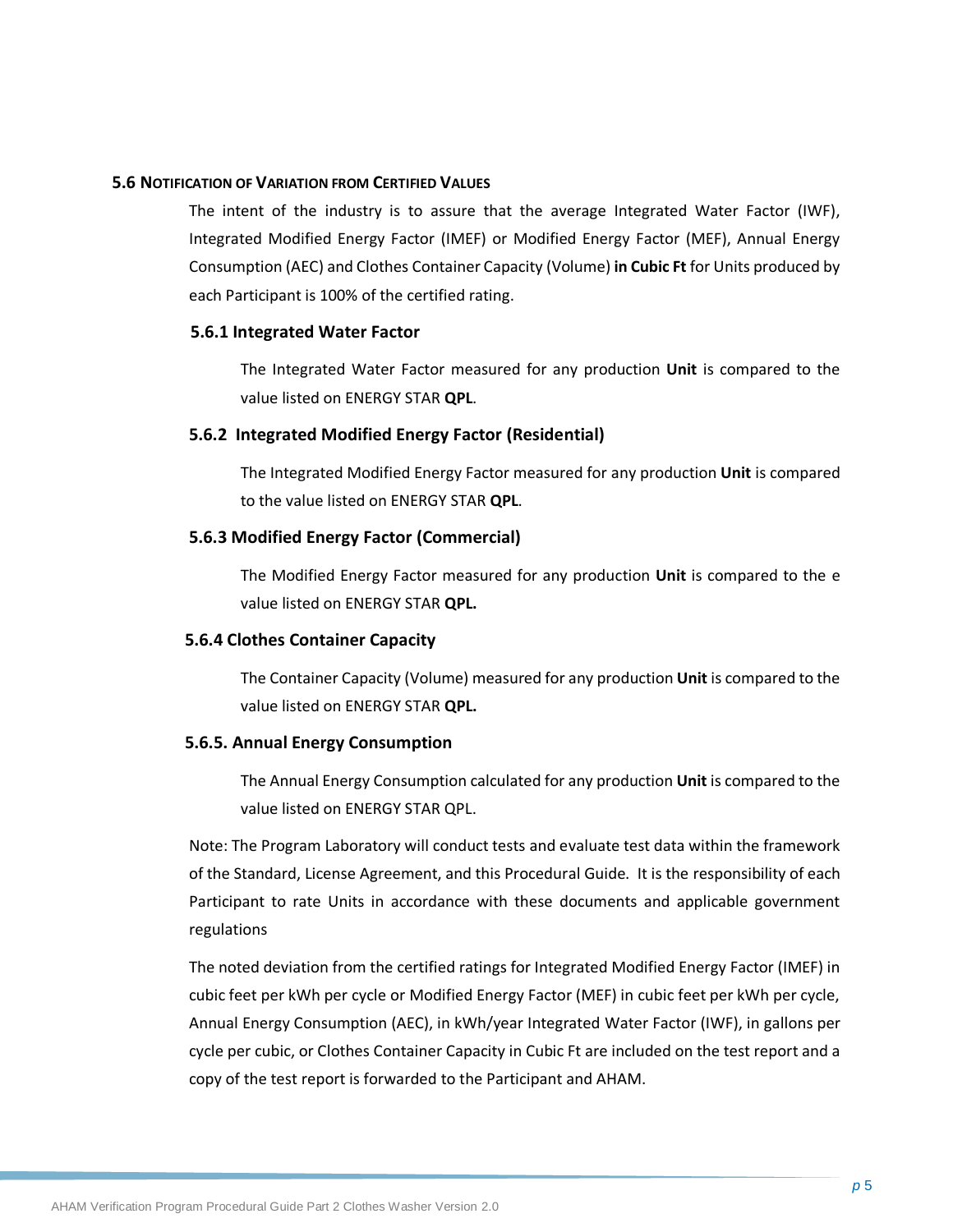## 5.6 Notification of Variation from Certified Values

The intent of the industry is to assure that the average Integrated Water Factor (IWF), Integrated Modified Energy Factor (IMEF) or Modified Energy Factor (MEF), Annual Energy Consumption (AEC) and Clothes Container Capacity (Volume) **in Cubic Ft** for Units produced by each Participant is 100% of the certified rating.

### 5.6.1 Integrated Water Factor

The Integrated Water Factor measured for any production **Unit** is compared to the value listed on ENERGY STAR **QPL**.

### 5.6.2 Integrated Modified Energy Factor (Residential)

The Integrated Modified Energy Factor measured for any production **Unit** is compared to the value listed on ENERGY STAR **QPL**.

### 5.6.3 Modified Energy Factor (Commercial)

The Modified Energy Factor measured for any production **Unit** is compared to the e value listed on ENERGY STAR **QPL.**

### 5.6.4 Clothes Container Capacity

The Container Capacity (Volume) measured for any production **Unit** is compared to the value listed on ENERGY STAR **QPL.**

### 5.6.5. Annual Energy Consumption

The Annual Energy Consumption calculated for any production **Unit** is compared to the value listed on ENERGY STAR QPL.

Note: The Program Laboratory will conduct tests and evaluate test data within the framework of the Standard, License Agreement, and this Procedural Guide. It is the responsibility of each Participant to rate Units in accordance with these documents and applicable government regulations

The noted deviation from the certified ratings for Integrated Modified Energy Factor (IMEF) in cubic feet per kWh per cycle or Modified Energy Factor (MEF) in cubic feet per kWh per cycle, Annual Energy Consumption (AEC), in kWh/year Integrated Water Factor (IWF), in gallons per cycle per cubic, or Clothes Container Capacity in Cubic Ft are included on the test report and a copy of the test report is forwarded to the Participant and AHAM.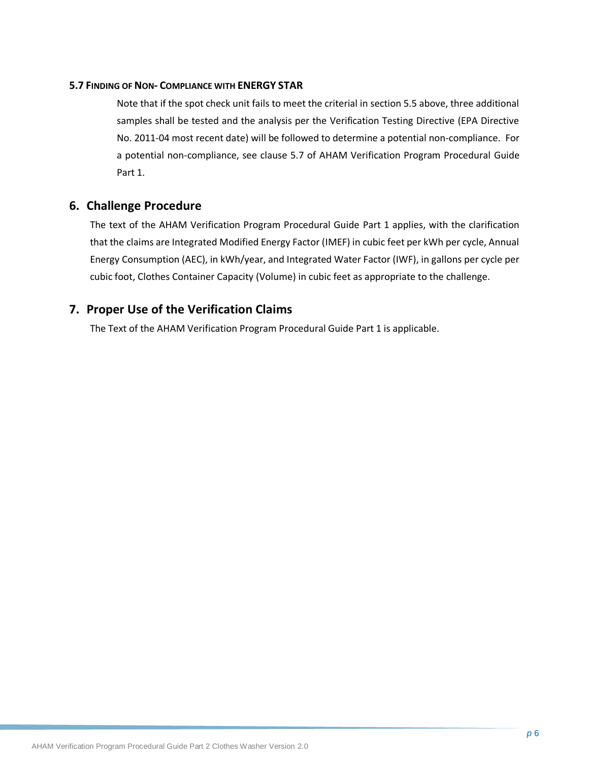### 5.7 Finding of Non- Compliance with ENERGY STAR

Note that if the spot check unit fails to meet the criterial in section 5.5 above, three additional samples shall be tested and the analysis per the Verification Testing Directive (EPA Directive No. 2011-04 most recent date) will be followed to determine a potential non-compliance. For a potential non-compliance, see clause 5.7 of AHAM Verification Program Procedural Guide Part 1.

## 6. Challenge Procedure

The text of the AHAM Verification Program Procedural Guide Part 1 applies, with the clarification that the claims are Integrated Modified Energy Factor (IMEF) in cubic feet per kWh per cycle, Annual Energy Consumption (AEC), in kWh/year, and Integrated Water Factor (IWF), in gallons per cycle per cubic foot, Clothes Container Capacity (Volume) in cubic feet as appropriate to the challenge.

## 7. Proper Use of the Verification Claims

The Text of the AHAM Verification Program Procedural Guide Part 1 is applicable.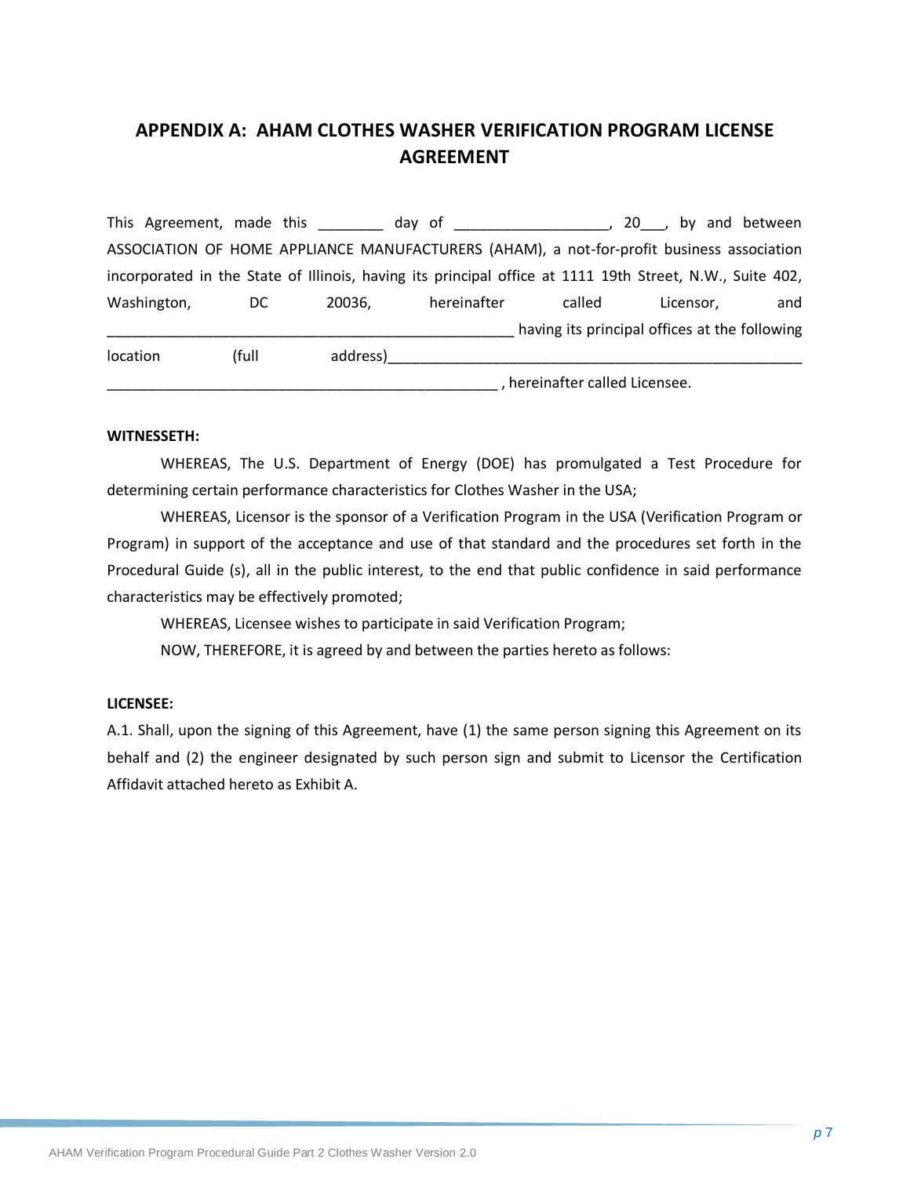## APPENDIX A: AHAM CLOTHES WASHER VERIFICATION PROGRAM LICENSE AGREEMENT

This Agreement, made this ________ day of ___________________, 20___, by and between ASSOCIATION OF HOME APPLIANCE MANUFACTURERS (AHAM), a not-for-profit business association incorporated in the State of Illinois, having its principal office at 1111 19th Street, N.W., Suite 402, Washington, DC 20036, hereinafter called Licensor, and _________________________________________________ having its principal offices at the following location (full address)____________________________________________________ _______________________________________________ , hereinafter called Licensee.

**WITNESSETH:**

WHEREAS, The U.S. Department of Energy (DOE) has promulgated a Test Procedure for determining certain performance characteristics for Clothes Washer in the USA;

WHEREAS, Licensor is the sponsor of a Verification Program in the USA (Verification Program or Program) in support of the acceptance and use of that standard and the procedures set forth in the Procedural Guide (s), all in the public interest, to the end that public confidence in said performance characteristics may be effectively promoted;

WHEREAS, Licensee wishes to participate in said Verification Program;

NOW, THEREFORE, it is agreed by and between the parties hereto as follows:

**LICENSEE:**

A.1. Shall, upon the signing of this Agreement, have (1) the same person signing this Agreement on its behalf and (2) the engineer designated by such person sign and submit to Licensor the Certification Affidavit attached hereto as Exhibit A.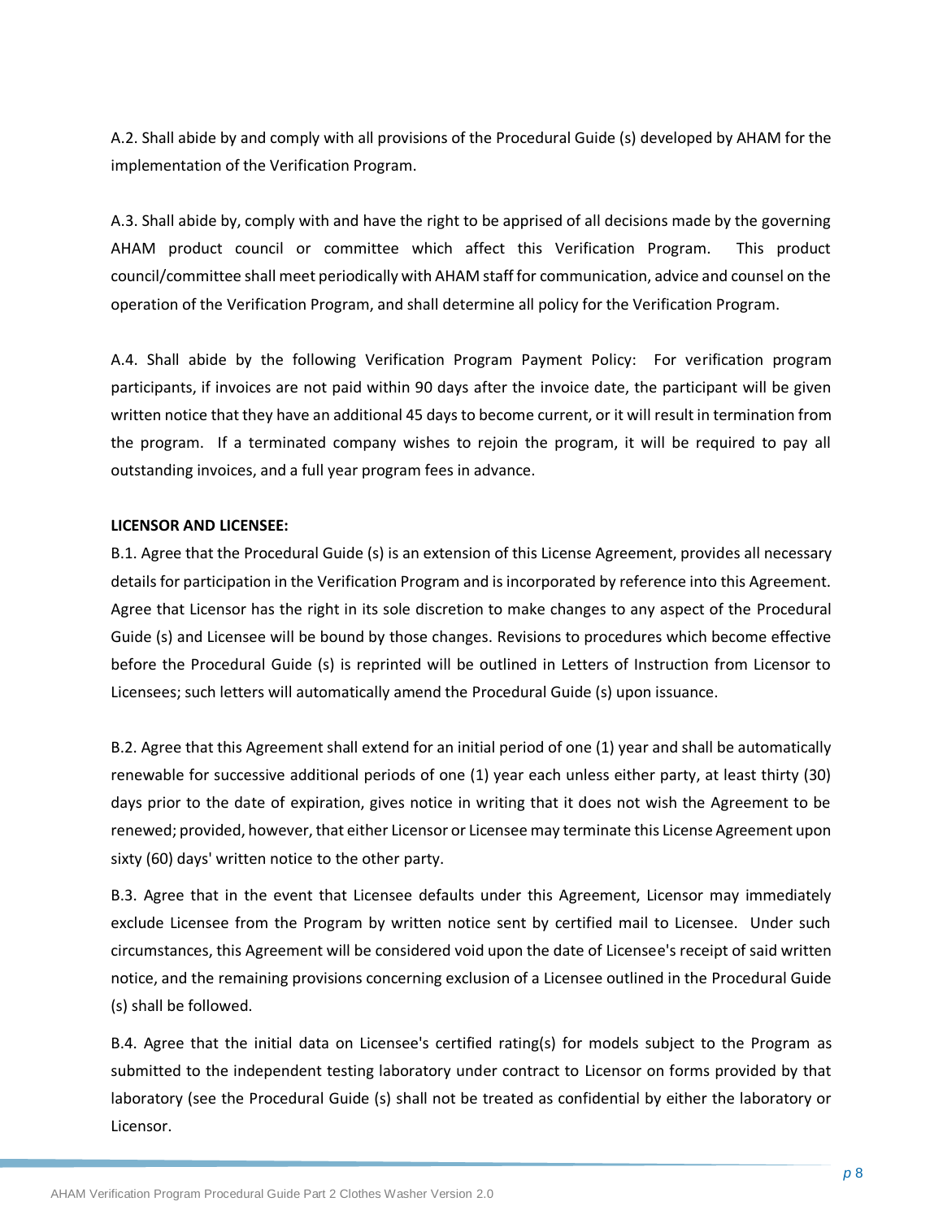A.2. Shall abide by and comply with all provisions of the Procedural Guide (s) developed by AHAM for the implementation of the Verification Program.

A.3. Shall abide by, comply with and have the right to be apprised of all decisions made by the governing AHAM product council or committee which affect this Verification Program. This product council/committee shall meet periodically with AHAM staff for communication, advice and counsel on the operation of the Verification Program, and shall determine all policy for the Verification Program.

A.4. Shall abide by the following Verification Program Payment Policy: For verification program participants, if invoices are not paid within 90 days after the invoice date, the participant will be given written notice that they have an additional 45 days to become current, or it will result in termination from the program. If a terminated company wishes to rejoin the program, it will be required to pay all outstanding invoices, and a full year program fees in advance.

**LICENSOR AND LICENSEE:**

B.1. Agree that the Procedural Guide (s) is an extension of this License Agreement, provides all necessary details for participation in the Verification Program and is incorporated by reference into this Agreement. Agree that Licensor has the right in its sole discretion to make changes to any aspect of the Procedural Guide (s) and Licensee will be bound by those changes. Revisions to procedures which become effective before the Procedural Guide (s) is reprinted will be outlined in Letters of Instruction from Licensor to Licensees; such letters will automatically amend the Procedural Guide (s) upon issuance.

B.2. Agree that this Agreement shall extend for an initial period of one (1) year and shall be automatically renewable for successive additional periods of one (1) year each unless either party, at least thirty (30) days prior to the date of expiration, gives notice in writing that it does not wish the Agreement to be renewed; provided, however, that either Licensor or Licensee may terminate this License Agreement upon sixty (60) days' written notice to the other party.

B.3. Agree that in the event that Licensee defaults under this Agreement, Licensor may immediately exclude Licensee from the Program by written notice sent by certified mail to Licensee. Under such circumstances, this Agreement will be considered void upon the date of Licensee's receipt of said written notice, and the remaining provisions concerning exclusion of a Licensee outlined in the Procedural Guide (s) shall be followed.

B.4. Agree that the initial data on Licensee's certified rating(s) for models subject to the Program as submitted to the independent testing laboratory under contract to Licensor on forms provided by that laboratory (see the Procedural Guide (s) shall not be treated as confidential by either the laboratory or Licensor.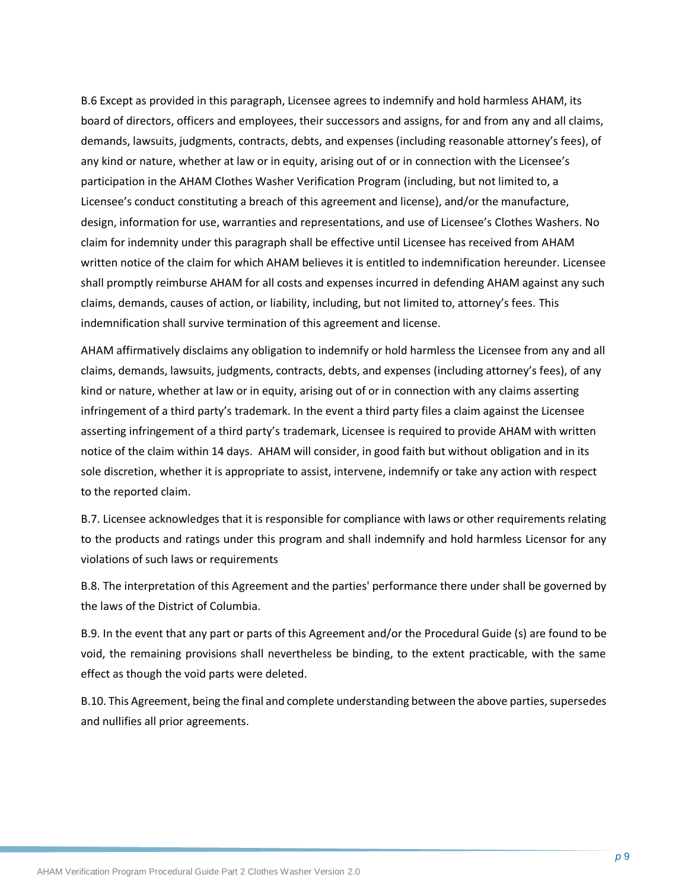B.6 Except as provided in this paragraph, Licensee agrees to indemnify and hold harmless AHAM, its board of directors, officers and employees, their successors and assigns, for and from any and all claims, demands, lawsuits, judgments, contracts, debts, and expenses (including reasonable attorney's fees), of any kind or nature, whether at law or in equity, arising out of or in connection with the Licensee's participation in the AHAM Clothes Washer Verification Program (including, but not limited to, a Licensee's conduct constituting a breach of this agreement and license), and/or the manufacture, design, information for use, warranties and representations, and use of Licensee's Clothes Washers. No claim for indemnity under this paragraph shall be effective until Licensee has received from AHAM written notice of the claim for which AHAM believes it is entitled to indemnification hereunder. Licensee shall promptly reimburse AHAM for all costs and expenses incurred in defending AHAM against any such claims, demands, causes of action, or liability, including, but not limited to, attorney's fees. This indemnification shall survive termination of this agreement and license.

AHAM affirmatively disclaims any obligation to indemnify or hold harmless the Licensee from any and all claims, demands, lawsuits, judgments, contracts, debts, and expenses (including attorney's fees), of any kind or nature, whether at law or in equity, arising out of or in connection with any claims asserting infringement of a third party's trademark. In the event a third party files a claim against the Licensee asserting infringement of a third party's trademark, Licensee is required to provide AHAM with written notice of the claim within 14 days. AHAM will consider, in good faith but without obligation and in its sole discretion, whether it is appropriate to assist, intervene, indemnify or take any action with respect to the reported claim.

B.7. Licensee acknowledges that it is responsible for compliance with laws or other requirements relating to the products and ratings under this program and shall indemnify and hold harmless Licensor for any violations of such laws or requirements

B.8. The interpretation of this Agreement and the parties' performance there under shall be governed by the laws of the District of Columbia.

B.9. In the event that any part or parts of this Agreement and/or the Procedural Guide (s) are found to be void, the remaining provisions shall nevertheless be binding, to the extent practicable, with the same effect as though the void parts were deleted.

B.10. This Agreement, being the final and complete understanding between the above parties, supersedes and nullifies all prior agreements.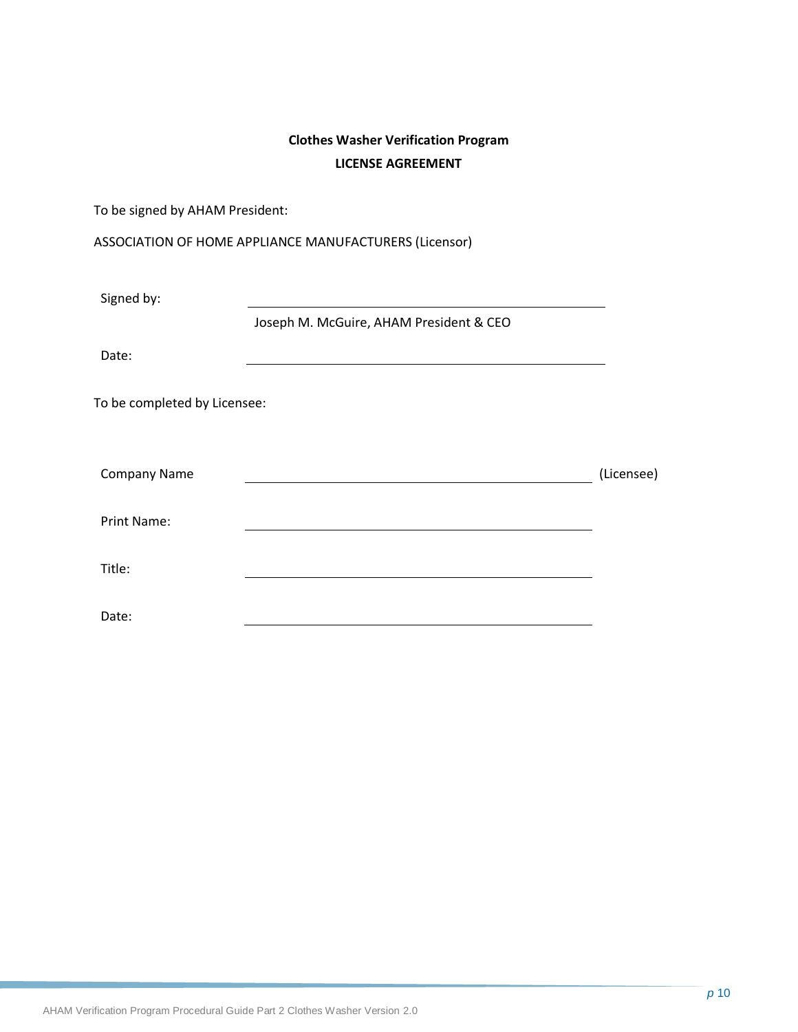**Clothes Washer Verification Program**

**LICENSE AGREEMENT**

To be signed by AHAM President:

ASSOCIATION OF HOME APPLIANCE MANUFACTURERS (Licensor)

Signed by: \_\_\_\_\_\_\_\_\_\_\_\_\_\_\_\_\_\_\_\_\_\_\_\_\_\_\_\_\_\_\_\_\_\_\_\_\_\_\_\_

Joseph M. McGuire, AHAM President & CEO

Date: \_\_\_\_\_\_\_\_\_\_\_\_\_\_\_\_\_\_\_\_\_\_\_\_\_\_\_\_\_\_\_\_\_\_\_\_\_\_\_\_

To be completed by Licensee:

Company Name \_\_\_\_\_\_\_\_\_\_\_\_\_\_\_\_\_\_\_\_\_\_\_\_\_\_\_\_\_\_\_\_\_\_\_\_\_\_\_\_ (Licensee)

Print Name: \_\_\_\_\_\_\_\_\_\_\_\_\_\_\_\_\_\_\_\_\_\_\_\_\_\_\_\_\_\_\_\_\_\_\_\_\_\_\_\_

Title: \_\_\_\_\_\_\_\_\_\_\_\_\_\_\_\_\_\_\_\_\_\_\_\_\_\_\_\_\_\_\_\_\_\_\_\_\_\_\_\_

Date: \_\_\_\_\_\_\_\_\_\_\_\_\_\_\_\_\_\_\_\_\_\_\_\_\_\_\_\_\_\_\_\_\_\_\_\_\_\_\_\_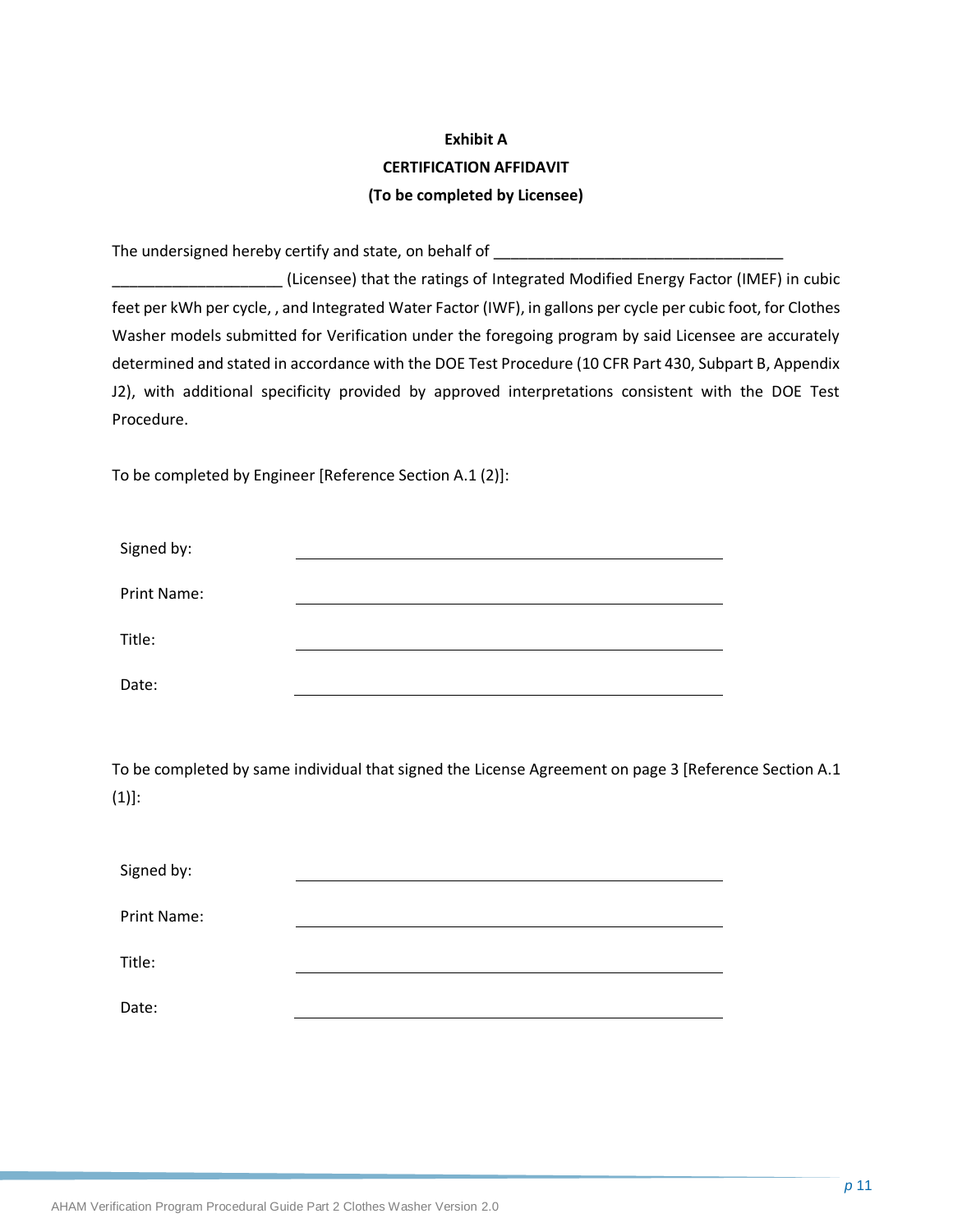**Exhibit A**

**CERTIFICATION AFFIDAVIT**

**(To be completed by Licensee)**

The undersigned hereby certify and state, on behalf of ___________________________________ ____________________ (Licensee) that the ratings of Integrated Modified Energy Factor (IMEF) in cubic feet per kWh per cycle, , and Integrated Water Factor (IWF), in gallons per cycle per cubic foot, for Clothes Washer models submitted for Verification under the foregoing program by said Licensee are accurately determined and stated in accordance with the DOE Test Procedure (10 CFR Part 430, Subpart B, Appendix J2), with additional specificity provided by approved interpretations consistent with the DOE Test Procedure.

To be completed by Engineer [Reference Section A.1 (2)]:

Signed by: ____________________________________________

Print Name: ____________________________________________

Title: ____________________________________________

Date: ____________________________________________

To be completed by same individual that signed the License Agreement on page 3 [Reference Section A.1 (1)]:

Signed by: ____________________________________________

Print Name: ____________________________________________

Title: ____________________________________________

Date: ____________________________________________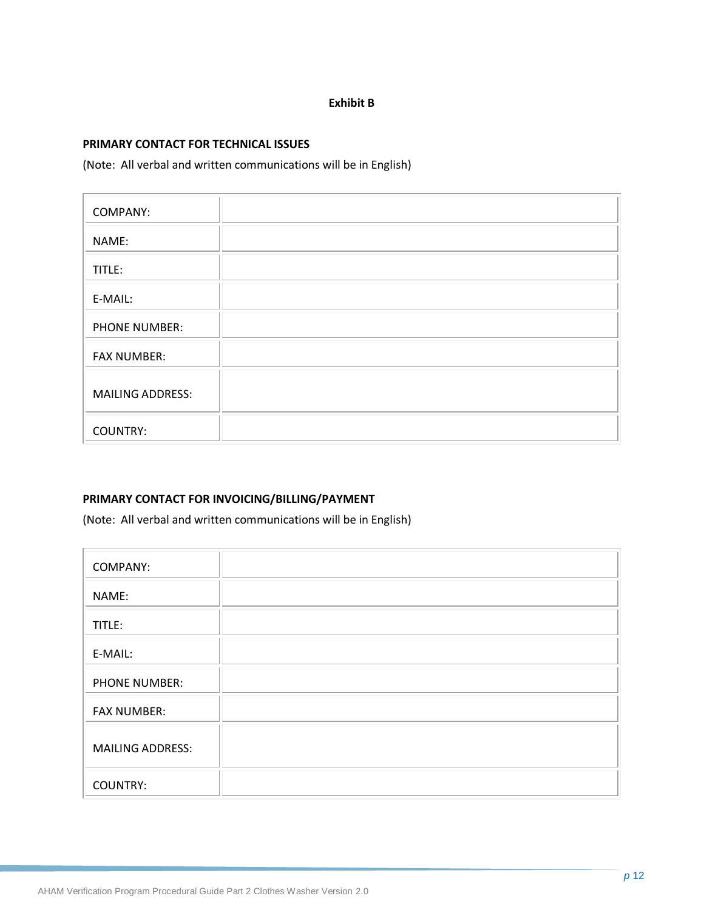**Exhibit B**

**PRIMARY CONTACT FOR TECHNICAL ISSUES**

(Note: All verbal and written communications will be in English)

| | |
|---|---|
| COMPANY: | |
| NAME: | |
| TITLE: | |
| E-MAIL: | |
| PHONE NUMBER: | |
| FAX NUMBER: | |
| MAILING ADDRESS: | |
| COUNTRY: | |

**PRIMARY CONTACT FOR INVOICING/BILLING/PAYMENT**

(Note: All verbal and written communications will be in English)

| | |
|---|---|
| COMPANY: | |
| NAME: | |
| TITLE: | |
| E-MAIL: | |
| PHONE NUMBER: | |
| FAX NUMBER: | |
| MAILING ADDRESS: | |
| COUNTRY: | |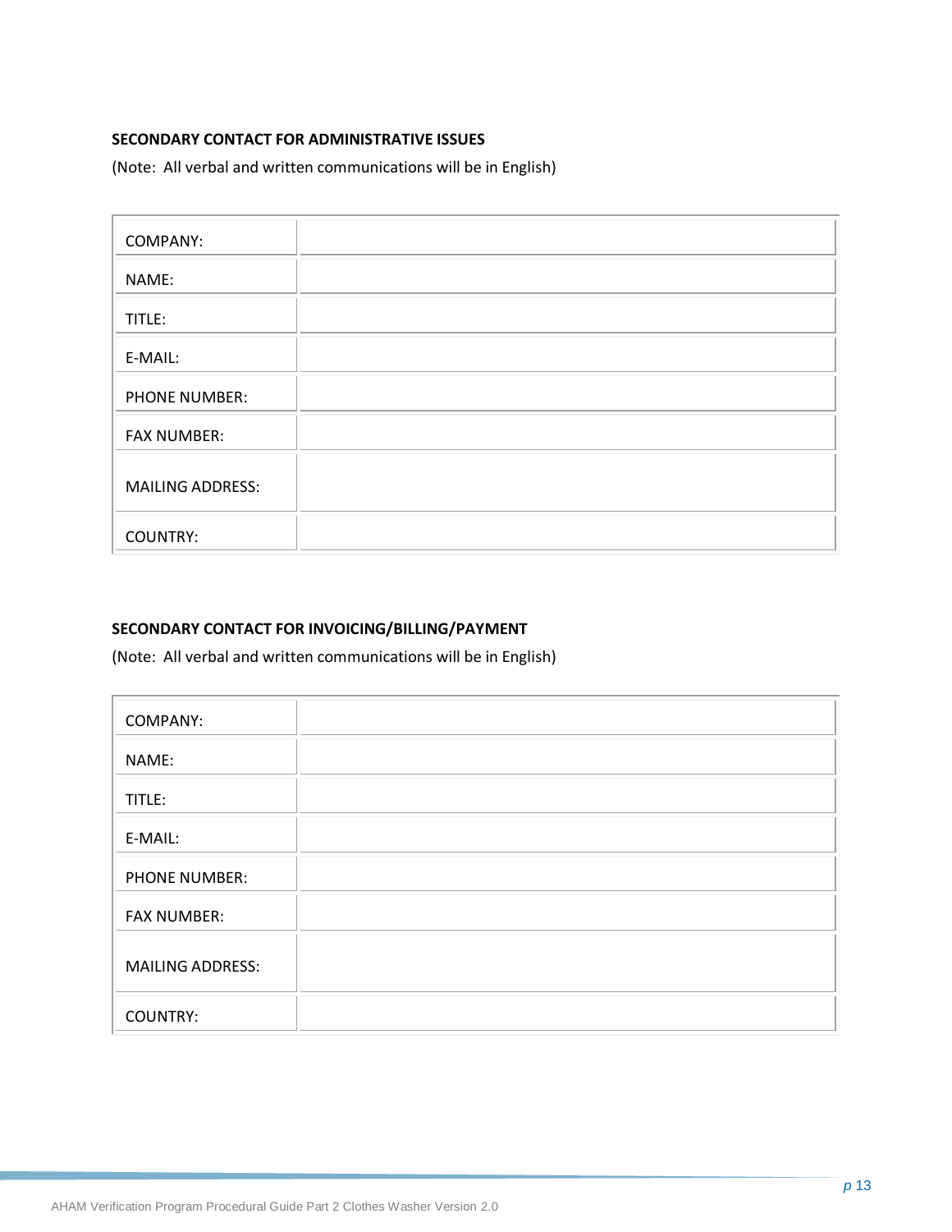**SECONDARY CONTACT FOR ADMINISTRATIVE ISSUES**

(Note: All verbal and written communications will be in English)

| | |
|---|---|
| COMPANY: | |
| NAME: | |
| TITLE: | |
| E-MAIL: | |
| PHONE NUMBER: | |
| FAX NUMBER: | |
| MAILING ADDRESS: | |
| COUNTRY: | |

**SECONDARY CONTACT FOR INVOICING/BILLING/PAYMENT**

(Note: All verbal and written communications will be in English)

| | |
|---|---|
| COMPANY: | |
| NAME: | |
| TITLE: | |
| E-MAIL: | |
| PHONE NUMBER: | |
| FAX NUMBER: | |
| MAILING ADDRESS: | |
| COUNTRY: | |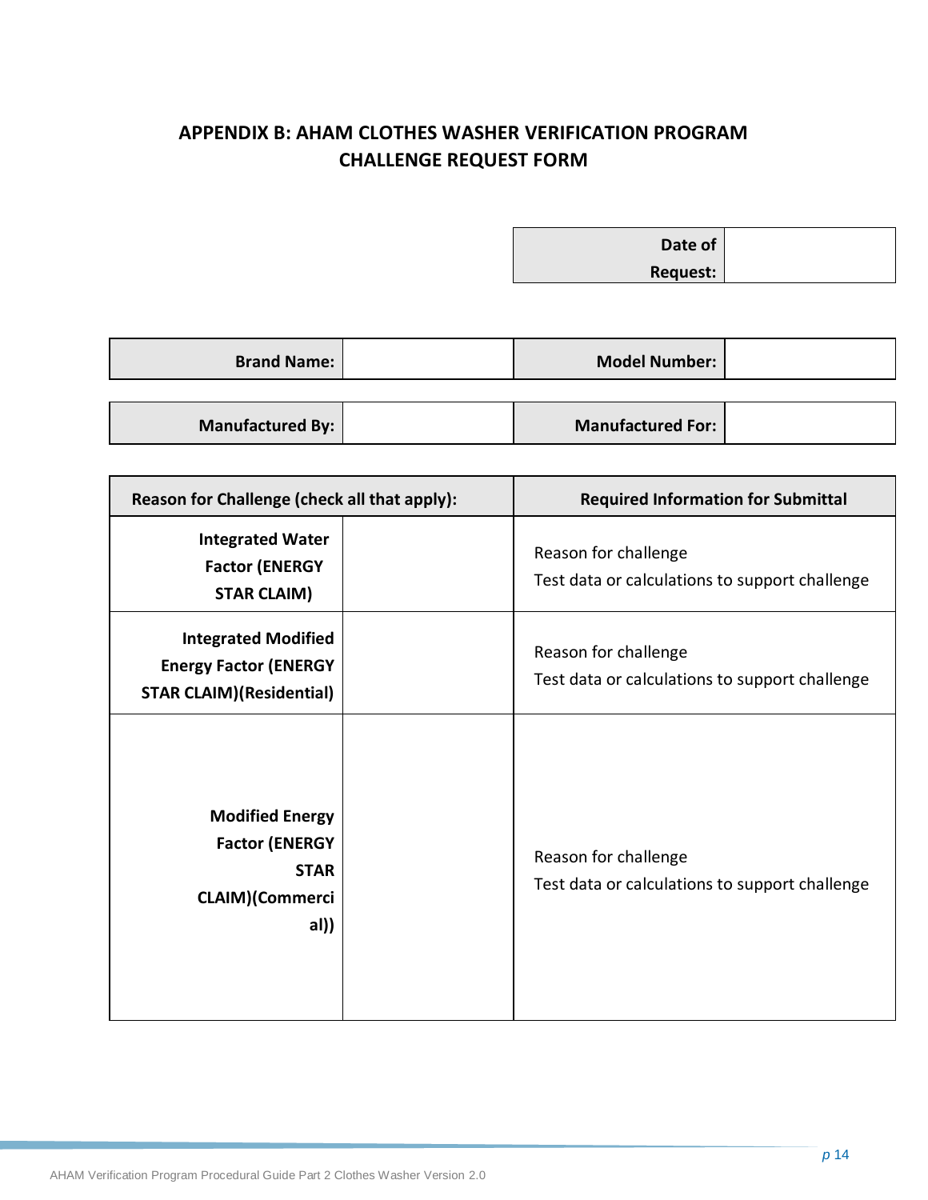## APPENDIX B: AHAM CLOTHES WASHER VERIFICATION PROGRAM CHALLENGE REQUEST FORM

| **Date of Request:** | |
|---|---|

| **Brand Name:** | | **Model Number:** | |
|---|---|---|---|
| **Manufactured By:** | | **Manufactured For:** | |

| **Reason for Challenge (check all that apply):** | | **Required Information for Submittal** |
|---|---|---|
| **Integrated Water Factor (ENERGY STAR CLAIM)** | | Reason for challenge<br>Test data or calculations to support challenge |
| **Integrated Modified Energy Factor (ENERGY STAR CLAIM)(Residential)** | | Reason for challenge<br>Test data or calculations to support challenge |
| **Modified Energy Factor (ENERGY STAR CLAIM)(Commercial))** | | Reason for challenge<br>Test data or calculations to support challenge |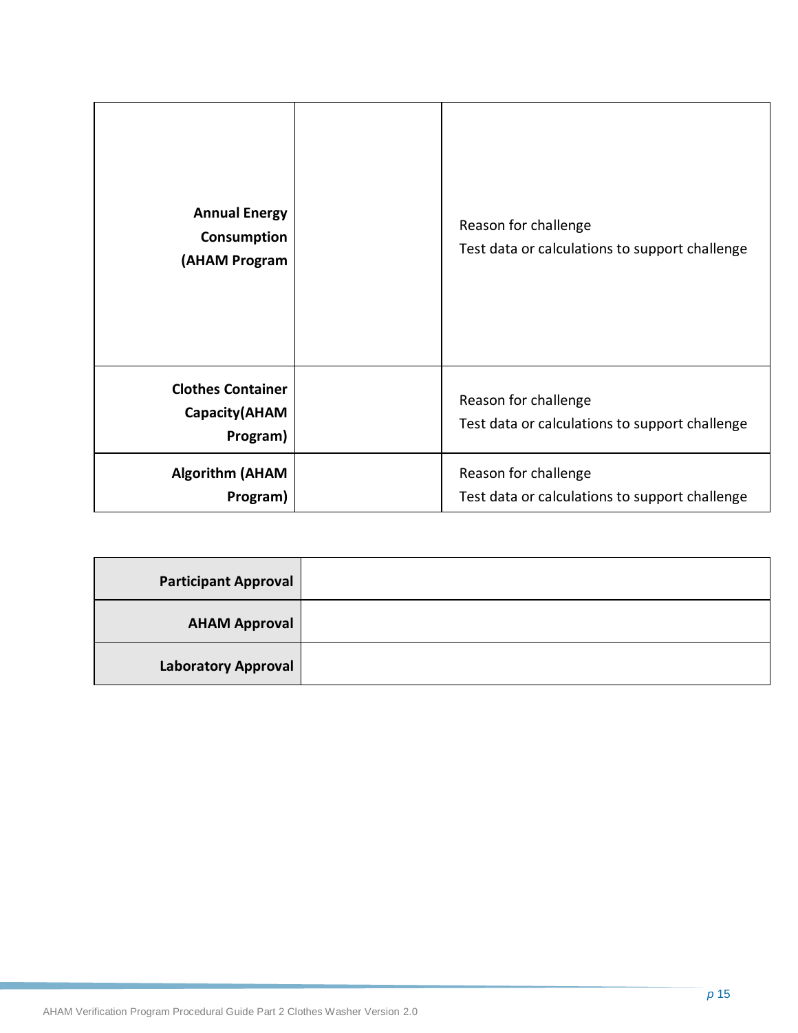| | | |
|---|---|---|
| **Annual Energy Consumption (AHAM Program** | | Reason for challenge<br>Test data or calculations to support challenge |
| **Clothes Container Capacity(AHAM Program)** | | Reason for challenge<br>Test data or calculations to support challenge |
| **Algorithm (AHAM Program)** | | Reason for challenge<br>Test data or calculations to support challenge |

| | |
|---|---|
| **Participant Approval** | |
| **AHAM Approval** | |
| **Laboratory Approval** | |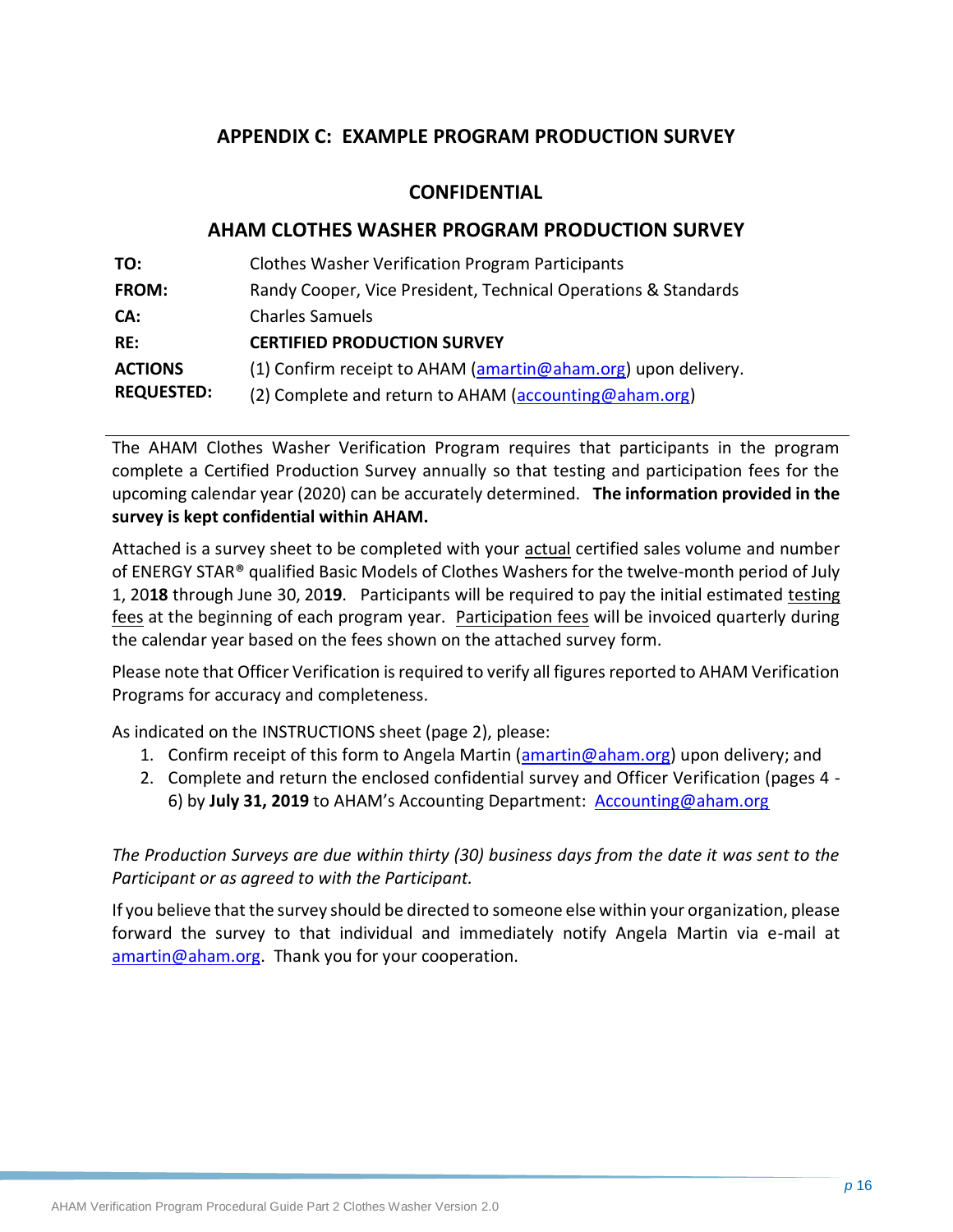## APPENDIX C: EXAMPLE PROGRAM PRODUCTION SURVEY

### CONFIDENTIAL

### AHAM CLOTHES WASHER PROGRAM PRODUCTION SURVEY

| | |
|---|---|
| **TO:** | Clothes Washer Verification Program Participants |
| **FROM:** | Randy Cooper, Vice President, Technical Operations & Standards |
| **CA:** | Charles Samuels |
| **RE:** | **CERTIFIED PRODUCTION SURVEY** |
| **ACTIONS REQUESTED:** | (1) Confirm receipt to AHAM (amartin@aham.org) upon delivery.<br>(2) Complete and return to AHAM (accounting@aham.org) |

The AHAM Clothes Washer Verification Program requires that participants in the program complete a Certified Production Survey annually so that testing and participation fees for the upcoming calendar year (2020) can be accurately determined. **The information provided in the survey is kept confidential within AHAM.**

Attached is a survey sheet to be completed with your actual certified sales volume and number of ENERGY STAR® qualified Basic Models of Clothes Washers for the twelve-month period of July 1, 20**18** through June 30, 20**19**. Participants will be required to pay the initial estimated testing fees at the beginning of each program year. Participation fees will be invoiced quarterly during the calendar year based on the fees shown on the attached survey form.

Please note that Officer Verification is required to verify all figures reported to AHAM Verification Programs for accuracy and completeness.

As indicated on the INSTRUCTIONS sheet (page 2), please:

1. Confirm receipt of this form to Angela Martin (amartin@aham.org) upon delivery; and
2. Complete and return the enclosed confidential survey and Officer Verification (pages 4 - 6) by **July 31, 2019** to AHAM's Accounting Department: Accounting@aham.org

*The Production Surveys are due within thirty (30) business days from the date it was sent to the Participant or as agreed to with the Participant.*

If you believe that the survey should be directed to someone else within your organization, please forward the survey to that individual and immediately notify Angela Martin via e-mail at amartin@aham.org. Thank you for your cooperation.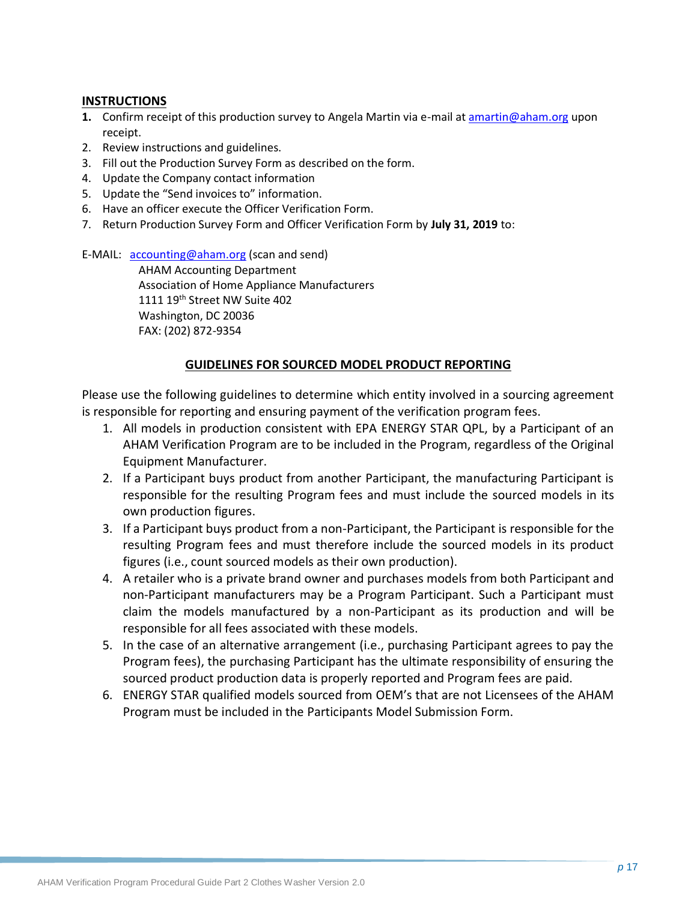## INSTRUCTIONS

1. Confirm receipt of this production survey to Angela Martin via e-mail at amartin@aham.org upon receipt.
2. Review instructions and guidelines.
3. Fill out the Production Survey Form as described on the form.
4. Update the Company contact information
5. Update the "Send invoices to" information.
6. Have an officer execute the Officer Verification Form.
7. Return Production Survey Form and Officer Verification Form by **July 31, 2019** to:

E-MAIL: accounting@aham.org (scan and send)

AHAM Accounting Department
Association of Home Appliance Manufacturers
1111 19th Street NW Suite 402
Washington, DC 20036
FAX: (202) 872-9354

## GUIDELINES FOR SOURCED MODEL PRODUCT REPORTING

Please use the following guidelines to determine which entity involved in a sourcing agreement is responsible for reporting and ensuring payment of the verification program fees.

1. All models in production consistent with EPA ENERGY STAR QPL, by a Participant of an AHAM Verification Program are to be included in the Program, regardless of the Original Equipment Manufacturer.
2. If a Participant buys product from another Participant, the manufacturing Participant is responsible for the resulting Program fees and must include the sourced models in its own production figures.
3. If a Participant buys product from a non-Participant, the Participant is responsible for the resulting Program fees and must therefore include the sourced models in its product figures (i.e., count sourced models as their own production).
4. A retailer who is a private brand owner and purchases models from both Participant and non-Participant manufacturers may be a Program Participant. Such a Participant must claim the models manufactured by a non-Participant as its production and will be responsible for all fees associated with these models.
5. In the case of an alternative arrangement (i.e., purchasing Participant agrees to pay the Program fees), the purchasing Participant has the ultimate responsibility of ensuring the sourced product production data is properly reported and Program fees are paid.
6. ENERGY STAR qualified models sourced from OEM's that are not Licensees of the AHAM Program must be included in the Participants Model Submission Form.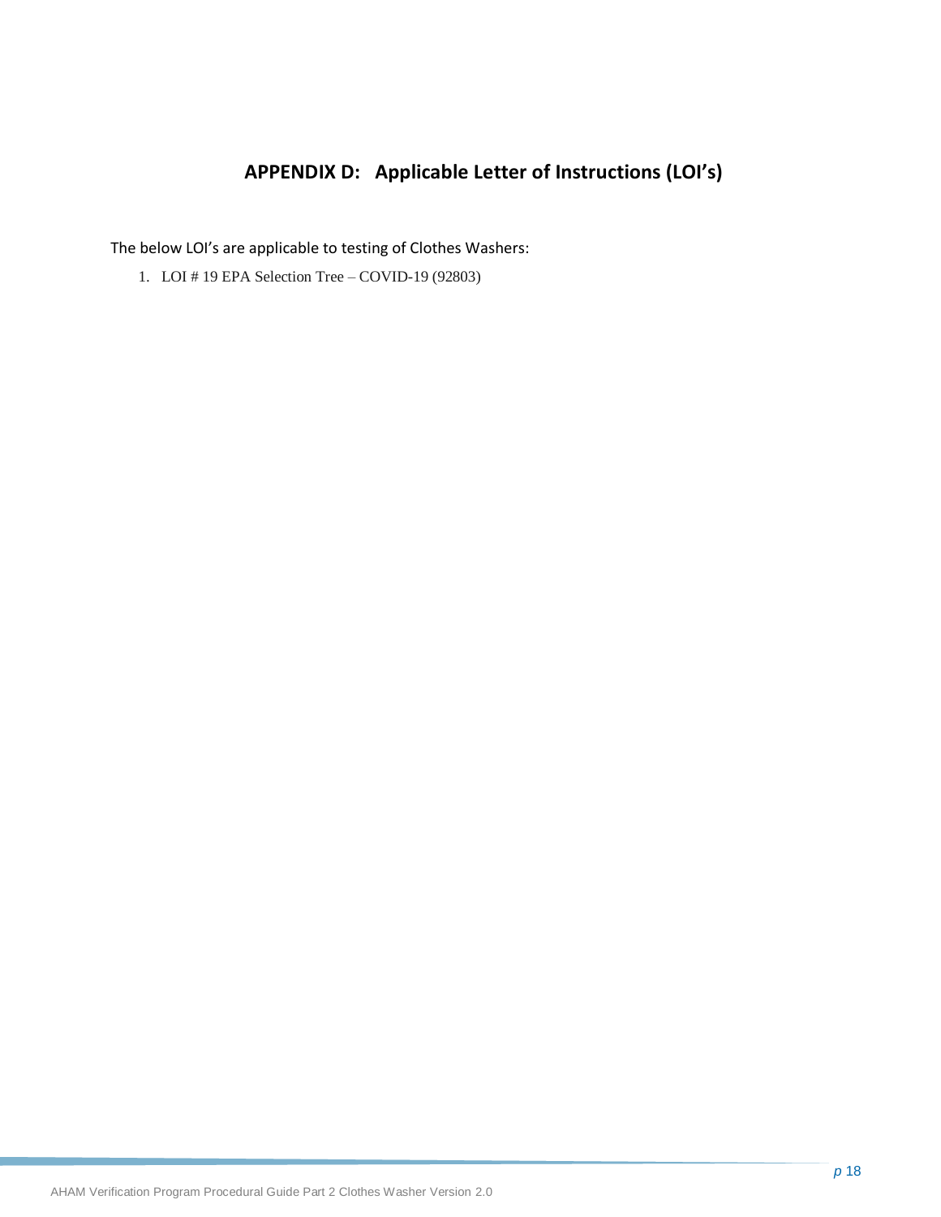## APPENDIX D: Applicable Letter of Instructions (LOI's)

The below LOI's are applicable to testing of Clothes Washers:

1. LOI # 19 EPA Selection Tree – COVID-19 (92803)